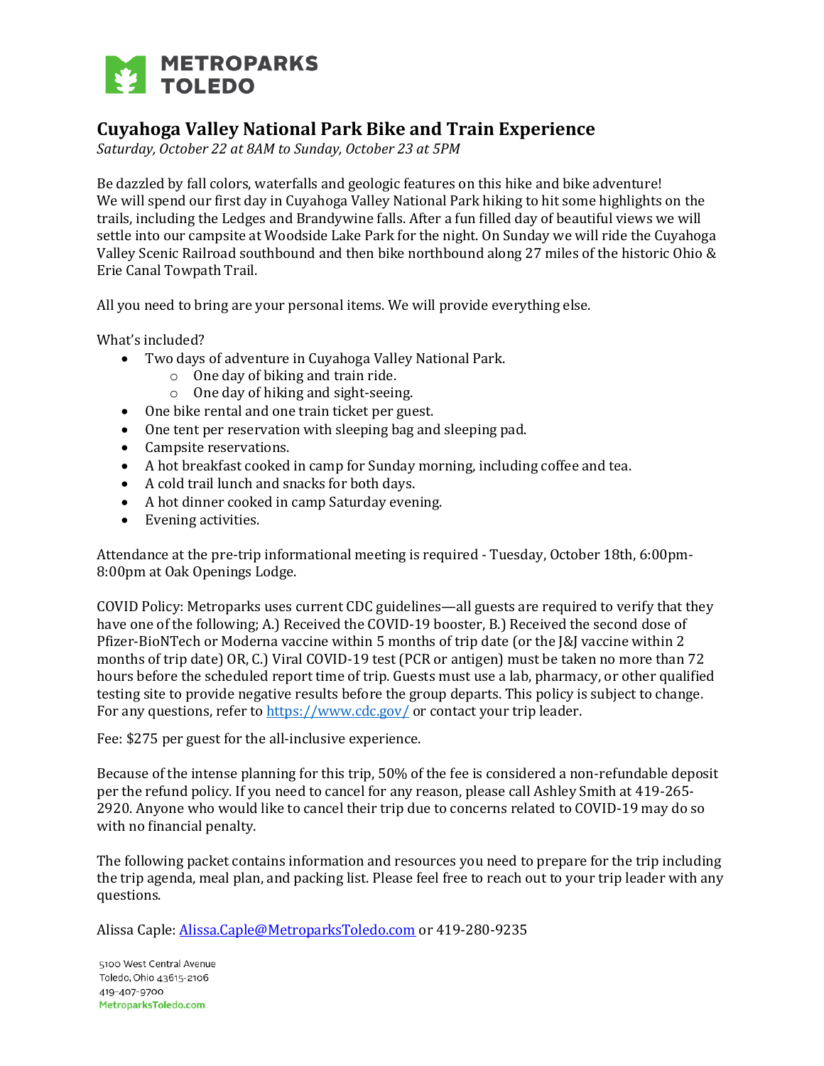METROPARKS TOLEDO

## Cuyahoga Valley National Park Bike and Train Experience

*Saturday, October 22 at 8AM to Sunday, October 23 at 5PM*

Be dazzled by fall colors, waterfalls and geologic features on this hike and bike adventure! We will spend our first day in Cuyahoga Valley National Park hiking to hit some highlights on the trails, including the Ledges and Brandywine falls. After a fun filled day of beautiful views we will settle into our campsite at Woodside Lake Park for the night. On Sunday we will ride the Cuyahoga Valley Scenic Railroad southbound and then bike northbound along 27 miles of the historic Ohio & Erie Canal Towpath Trail.

All you need to bring are your personal items. We will provide everything else.

What's included?

- Two days of adventure in Cuyahoga Valley National Park.
    - One day of biking and train ride.
    - One day of hiking and sight-seeing.
- One bike rental and one train ticket per guest.
- One tent per reservation with sleeping bag and sleeping pad.
- Campsite reservations.
- A hot breakfast cooked in camp for Sunday morning, including coffee and tea.
- A cold trail lunch and snacks for both days.
- A hot dinner cooked in camp Saturday evening.
- Evening activities.

Attendance at the pre-trip informational meeting is required - Tuesday, October 18th, 6:00pm-8:00pm at Oak Openings Lodge.

COVID Policy: Metroparks uses current CDC guidelines—all guests are required to verify that they have one of the following; A.) Received the COVID-19 booster, B.) Received the second dose of Pfizer-BioNTech or Moderna vaccine within 5 months of trip date (or the J&J vaccine within 2 months of trip date) OR, C.) Viral COVID-19 test (PCR or antigen) must be taken no more than 72 hours before the scheduled report time of trip. Guests must use a lab, pharmacy, or other qualified testing site to provide negative results before the group departs. This policy is subject to change. For any questions, refer to https://www.cdc.gov/ or contact your trip leader.

Fee: $275 per guest for the all-inclusive experience.

Because of the intense planning for this trip, 50% of the fee is considered a non-refundable deposit per the refund policy. If you need to cancel for any reason, please call Ashley Smith at 419-265-2920. Anyone who would like to cancel their trip due to concerns related to COVID-19 may do so with no financial penalty.

The following packet contains information and resources you need to prepare for the trip including the trip agenda, meal plan, and packing list. Please feel free to reach out to your trip leader with any questions.

Alissa Caple: Alissa.Caple@MetroparksToledo.com or 419-280-9235

5100 West Central Avenue
Toledo, Ohio 43615-2106
419-407-9700
MetroparksToledo.com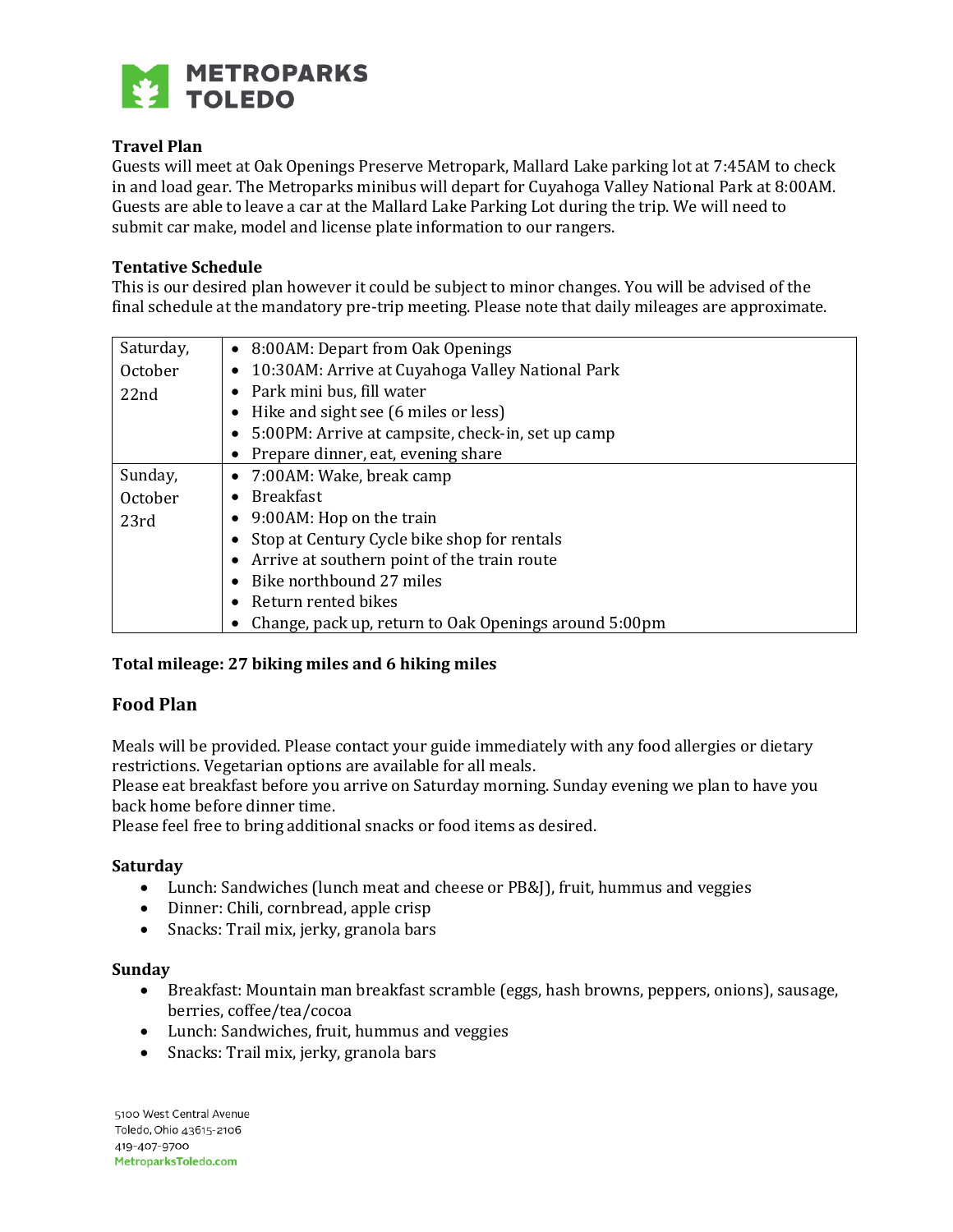**Travel Plan**

Guests will meet at Oak Openings Preserve Metropark, Mallard Lake parking lot at 7:45AM to check in and load gear. The Metroparks minibus will depart for Cuyahoga Valley National Park at 8:00AM. Guests are able to leave a car at the Mallard Lake Parking Lot during the trip. We will need to submit car make, model and license plate information to our rangers.

**Tentative Schedule**

This is our desired plan however it could be subject to minor changes. You will be advised of the final schedule at the mandatory pre-trip meeting. Please note that daily mileages are approximate.

| Day | Schedule |
| --- | --- |
| Saturday, October 22nd | • 8:00AM: Depart from Oak Openings<br>• 10:30AM: Arrive at Cuyahoga Valley National Park<br>• Park mini bus, fill water<br>• Hike and sight see (6 miles or less)<br>• 5:00PM: Arrive at campsite, check-in, set up camp<br>• Prepare dinner, eat, evening share |
| Sunday, October 23rd | • 7:00AM: Wake, break camp<br>• Breakfast<br>• 9:00AM: Hop on the train<br>• Stop at Century Cycle bike shop for rentals<br>• Arrive at southern point of the train route<br>• Bike northbound 27 miles<br>• Return rented bikes<br>• Change, pack up, return to Oak Openings around 5:00pm |

**Total mileage: 27 biking miles and 6 hiking miles**

## Food Plan

Meals will be provided. Please contact your guide immediately with any food allergies or dietary restrictions. Vegetarian options are available for all meals.
Please eat breakfast before you arrive on Saturday morning. Sunday evening we plan to have you back home before dinner time.
Please feel free to bring additional snacks or food items as desired.

**Saturday**

- Lunch: Sandwiches (lunch meat and cheese or PB&J), fruit, hummus and veggies
- Dinner: Chili, cornbread, apple crisp
- Snacks: Trail mix, jerky, granola bars

**Sunday**

- Breakfast: Mountain man breakfast scramble (eggs, hash browns, peppers, onions), sausage, berries, coffee/tea/cocoa
- Lunch: Sandwiches, fruit, hummus and veggies
- Snacks: Trail mix, jerky, granola bars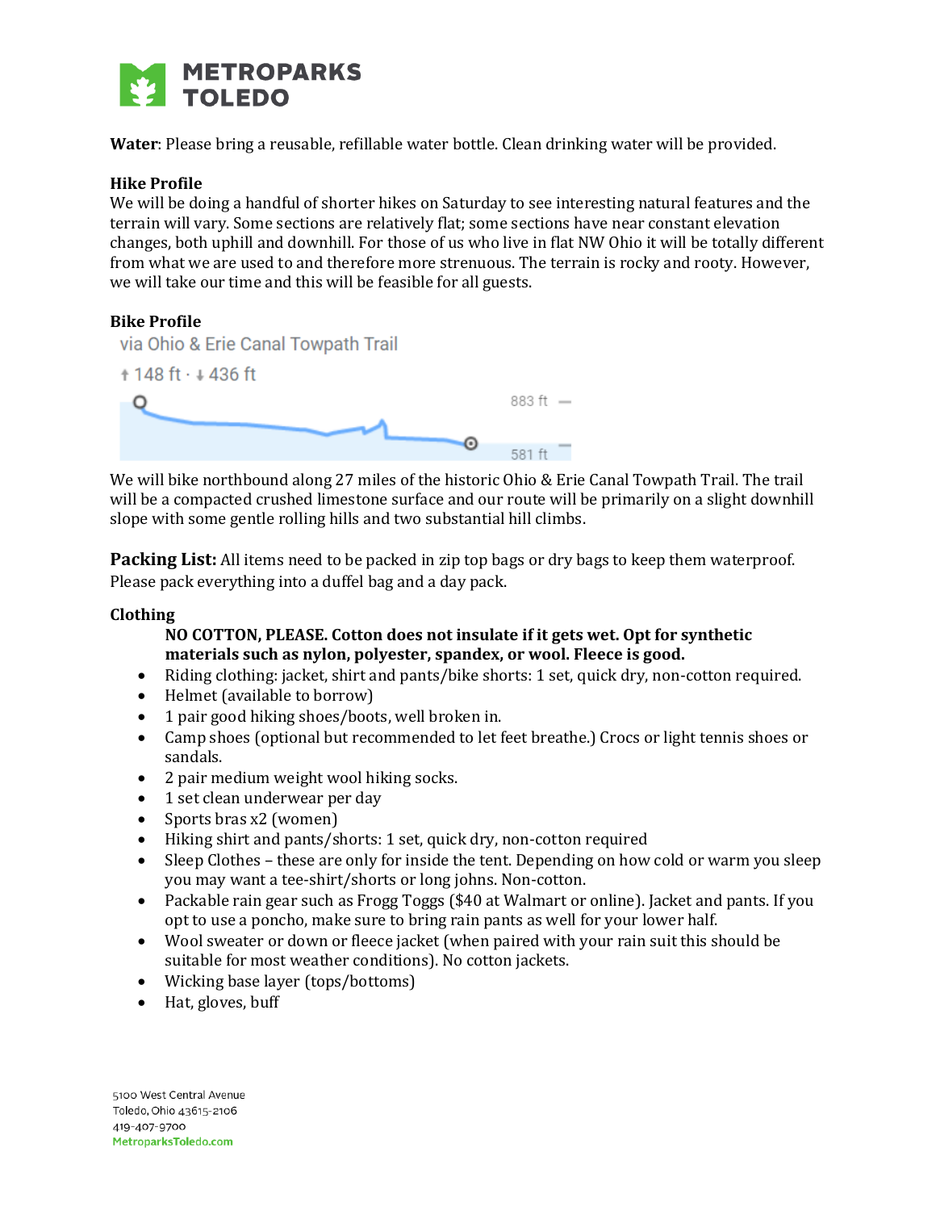**Water**: Please bring a reusable, refillable water bottle. Clean drinking water will be provided.

**Hike Profile**

We will be doing a handful of shorter hikes on Saturday to see interesting natural features and the terrain will vary. Some sections are relatively flat; some sections have near constant elevation changes, both uphill and downhill. For those of us who live in flat NW Ohio it will be totally different from what we are used to and therefore more strenuous. The terrain is rocky and rooty. However, we will take our time and this will be feasible for all guests.

**Bike Profile**

via Ohio & Erie Canal Towpath Trail

↑ 148 ft · ↓ 436 ft

883 ft

581 ft

We will bike northbound along 27 miles of the historic Ohio & Erie Canal Towpath Trail. The trail will be a compacted crushed limestone surface and our route will be primarily on a slight downhill slope with some gentle rolling hills and two substantial hill climbs.

**Packing List:** All items need to be packed in zip top bags or dry bags to keep them waterproof. Please pack everything into a duffel bag and a day pack.

**Clothing**

**NO COTTON, PLEASE. Cotton does not insulate if it gets wet. Opt for synthetic materials such as nylon, polyester, spandex, or wool. Fleece is good.**

- Riding clothing: jacket, shirt and pants/bike shorts: 1 set, quick dry, non-cotton required.
- Helmet (available to borrow)
- 1 pair good hiking shoes/boots, well broken in.
- Camp shoes (optional but recommended to let feet breathe.) Crocs or light tennis shoes or sandals.
- 2 pair medium weight wool hiking socks.
- 1 set clean underwear per day
- Sports bras x2 (women)
- Hiking shirt and pants/shorts: 1 set, quick dry, non-cotton required
- Sleep Clothes – these are only for inside the tent. Depending on how cold or warm you sleep you may want a tee-shirt/shorts or long johns. Non-cotton.
- Packable rain gear such as Frogg Toggs ($40 at Walmart or online). Jacket and pants. If you opt to use a poncho, make sure to bring rain pants as well for your lower half.
- Wool sweater or down or fleece jacket (when paired with your rain suit this should be suitable for most weather conditions). No cotton jackets.
- Wicking base layer (tops/bottoms)
- Hat, gloves, buff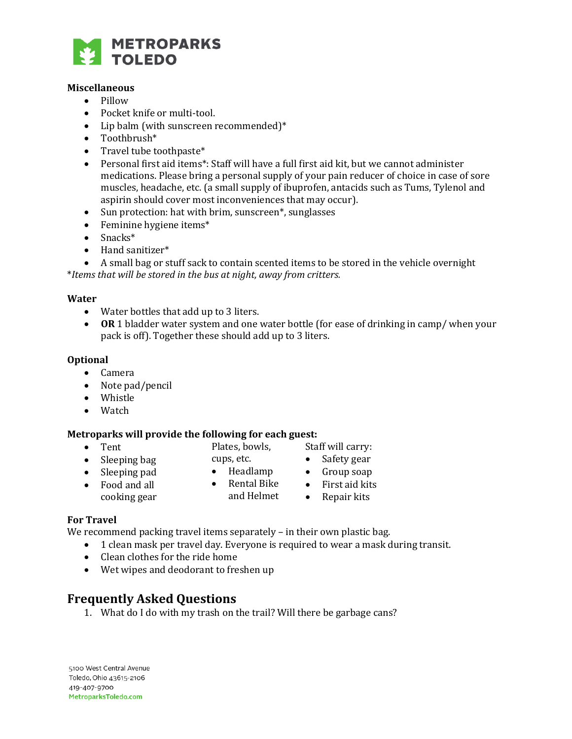**Miscellaneous**

- Pillow
- Pocket knife or multi-tool.
- Lip balm (with sunscreen recommended)*
- Toothbrush*
- Travel tube toothpaste*
- Personal first aid items*: Staff will have a full first aid kit, but we cannot administer medications. Please bring a personal supply of your pain reducer of choice in case of sore muscles, headache, etc. (a small supply of ibuprofen, antacids such as Tums, Tylenol and aspirin should cover most inconveniences that may occur).
- Sun protection: hat with brim, sunscreen*, sunglasses
- Feminine hygiene items*
- Snacks*
- Hand sanitizer*
- A small bag or stuff sack to contain scented items to be stored in the vehicle overnight

**Items that will be stored in the bus at night, away from critters.*

**Water**

- Water bottles that add up to 3 liters.
- **OR** 1 bladder water system and one water bottle (for ease of drinking in camp/ when your pack is off). Together these should add up to 3 liters.

**Optional**

- Camera
- Note pad/pencil
- Whistle
- Watch

**Metroparks will provide the following for each guest:**

- Tent
- Sleeping bag
- Sleeping pad
- Food and all cooking gear
  Plates, bowls, cups, etc.
- Headlamp
- Rental Bike and Helmet

Staff will carry:

- Safety gear
- Group soap
- First aid kits
- Repair kits

**For Travel**

We recommend packing travel items separately – in their own plastic bag.

- 1 clean mask per travel day. Everyone is required to wear a mask during transit.
- Clean clothes for the ride home
- Wet wipes and deodorant to freshen up

## Frequently Asked Questions

1. What do I do with my trash on the trail? Will there be garbage cans?

5100 West Central Avenue
Toledo, Ohio 43615-2106
419-407-9700
MetroparksToledo.com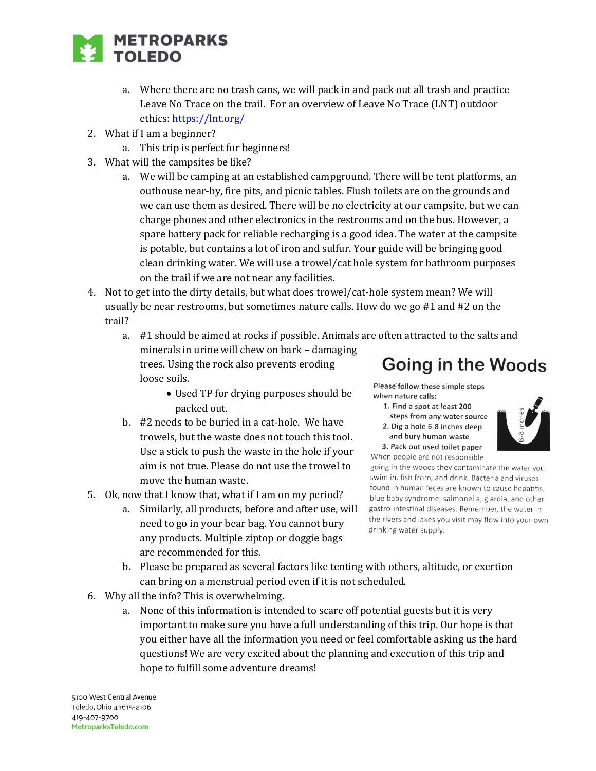a. Where there are no trash cans, we will pack in and pack out all trash and practice Leave No Trace on the trail. For an overview of Leave No Trace (LNT) outdoor ethics: https://lnt.org/

2. What if I am a beginner?
   a. This trip is perfect for beginners!
3. What will the campsites be like?
   a. We will be camping at an established campground. There will be tent platforms, an outhouse near-by, fire pits, and picnic tables. Flush toilets are on the grounds and we can use them as desired. There will be no electricity at our campsite, but we can charge phones and other electronics in the restrooms and on the bus. However, a spare battery pack for reliable recharging is a good idea. The water at the campsite is potable, but contains a lot of iron and sulfur. Your guide will be bringing good clean drinking water. We will use a trowel/cat hole system for bathroom purposes on the trail if we are not near any facilities.
4. Not to get into the dirty details, but what does trowel/cat-hole system mean? We will usually be near restrooms, but sometimes nature calls. How do we go #1 and #2 on the trail?
   a. #1 should be aimed at rocks if possible. Animals are often attracted to the salts and minerals in urine will chew on bark – damaging trees. Using the rock also prevents eroding loose soils.
      - Used TP for drying purposes should be packed out.

   b. #2 needs to be buried in a cat-hole. We have trowels, but the waste does not touch this tool. Use a stick to push the waste in the hole if your aim is not true. Please do not use the trowel to move the human waste.
5. Ok, now that I know that, what if I am on my period?
   a. Similarly, all products, before and after use, will need to go in your bear bag. You cannot bury any products. Multiple ziptop or doggie bags are recommended for this.
   b. Please be prepared as several factors like tenting with others, altitude, or exertion can bring on a menstrual period even if it is not scheduled.
6. Why all the info? This is overwhelming.
   a. None of this information is intended to scare off potential guests but it is very important to make sure you have a full understanding of this trip. Our hope is that you either have all the information you need or feel comfortable asking us the hard questions! We are very excited about the planning and execution of this trip and hope to fulfill some adventure dreams!

## Going in the Woods

Please follow these simple steps when nature calls:

1. Find a spot at least 200 steps from any water source
2. Dig a hole 6-8 inches deep and bury human waste
3. Pack out used toilet paper

6-8 inches

When people are not responsible going in the woods they contaminate the water you swim in, fish from, and drink. Bacteria and viruses found in human feces are known to cause hepatitis, blue baby syndrome, salmonella, giardia, and other gastro-intestinal diseases. Remember, the water in the rivers and lakes you visit may flow into your own drinking water supply.